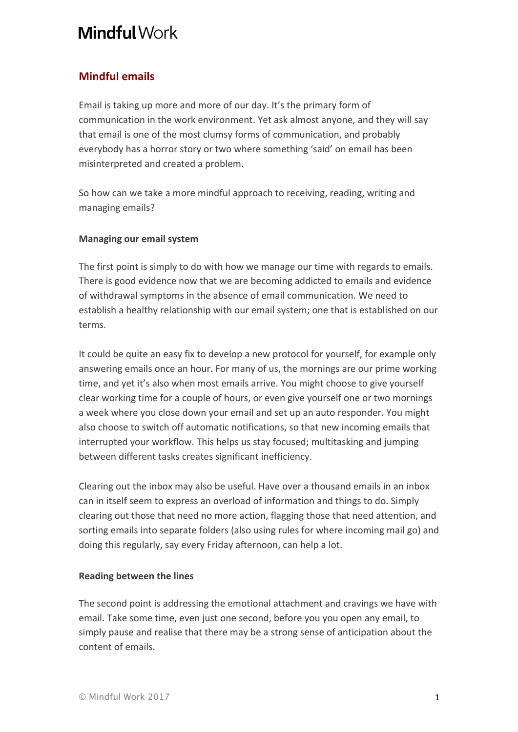# Mindful Work

## Mindful emails

Email is taking up more and more of our day. It's the primary form of communication in the work environment. Yet ask almost anyone, and they will say that email is one of the most clumsy forms of communication, and probably everybody has a horror story or two where something 'said' on email has been misinterpreted and created a problem.

So how can we take a more mindful approach to receiving, reading, writing and managing emails?

**Managing our email system**

The first point is simply to do with how we manage our time with regards to emails. There is good evidence now that we are becoming addicted to emails and evidence of withdrawal symptoms in the absence of email communication. We need to establish a healthy relationship with our email system; one that is established on our terms.

It could be quite an easy fix to develop a new protocol for yourself, for example only answering emails once an hour. For many of us, the mornings are our prime working time, and yet it's also when most emails arrive. You might choose to give yourself clear working time for a couple of hours, or even give yourself one or two mornings a week where you close down your email and set up an auto responder. You might also choose to switch off automatic notifications, so that new incoming emails that interrupted your workflow. This helps us stay focused; multitasking and jumping between different tasks creates significant inefficiency.

Clearing out the inbox may also be useful. Have over a thousand emails in an inbox can in itself seem to express an overload of information and things to do. Simply clearing out those that need no more action, flagging those that need attention, and sorting emails into separate folders (also using rules for where incoming mail go) and doing this regularly, say every Friday afternoon, can help a lot.

**Reading between the lines**

The second point is addressing the emotional attachment and cravings we have with email. Take some time, even just one second, before you you open any email, to simply pause and realise that there may be a strong sense of anticipation about the content of emails.

© Mindful Work 2017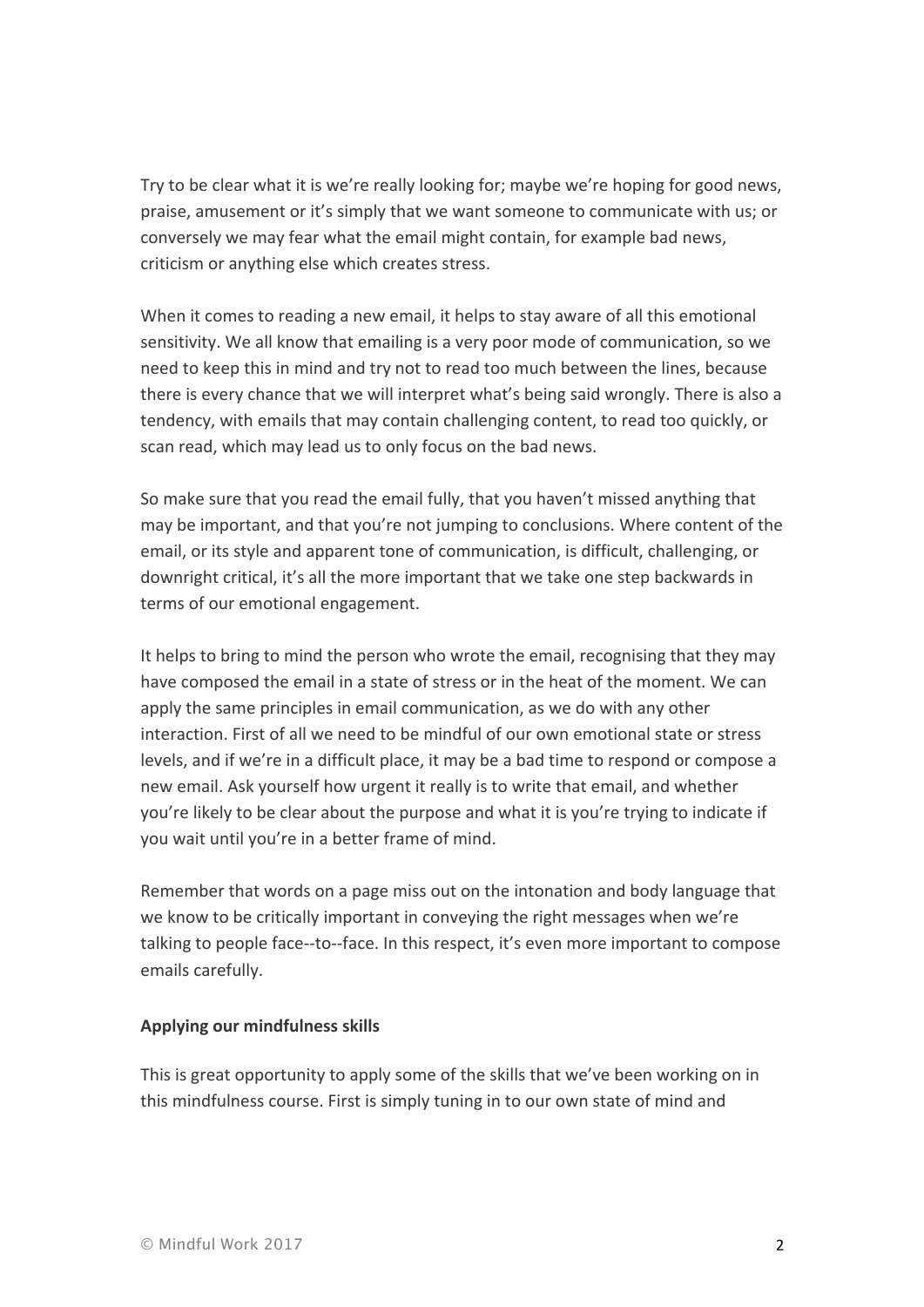Try to be clear what it is we're really looking for; maybe we're hoping for good news, praise, amusement or it's simply that we want someone to communicate with us; or conversely we may fear what the email might contain, for example bad news, criticism or anything else which creates stress.

When it comes to reading a new email, it helps to stay aware of all this emotional sensitivity. We all know that emailing is a very poor mode of communication, so we need to keep this in mind and try not to read too much between the lines, because there is every chance that we will interpret what's being said wrongly. There is also a tendency, with emails that may contain challenging content, to read too quickly, or scan read, which may lead us to only focus on the bad news.

So make sure that you read the email fully, that you haven't missed anything that may be important, and that you're not jumping to conclusions. Where content of the email, or its style and apparent tone of communication, is difficult, challenging, or downright critical, it's all the more important that we take one step backwards in terms of our emotional engagement.

It helps to bring to mind the person who wrote the email, recognising that they may have composed the email in a state of stress or in the heat of the moment. We can apply the same principles in email communication, as we do with any other interaction. First of all we need to be mindful of our own emotional state or stress levels, and if we're in a difficult place, it may be a bad time to respond or compose a new email. Ask yourself how urgent it really is to write that email, and whether you're likely to be clear about the purpose and what it is you're trying to indicate if you wait until you're in a better frame of mind.

Remember that words on a page miss out on the intonation and body language that we know to be critically important in conveying the right messages when we're talking to people face--to--face. In this respect, it's even more important to compose emails carefully.

**Applying our mindfulness skills**

This is great opportunity to apply some of the skills that we've been working on in this mindfulness course. First is simply tuning in to our own state of mind and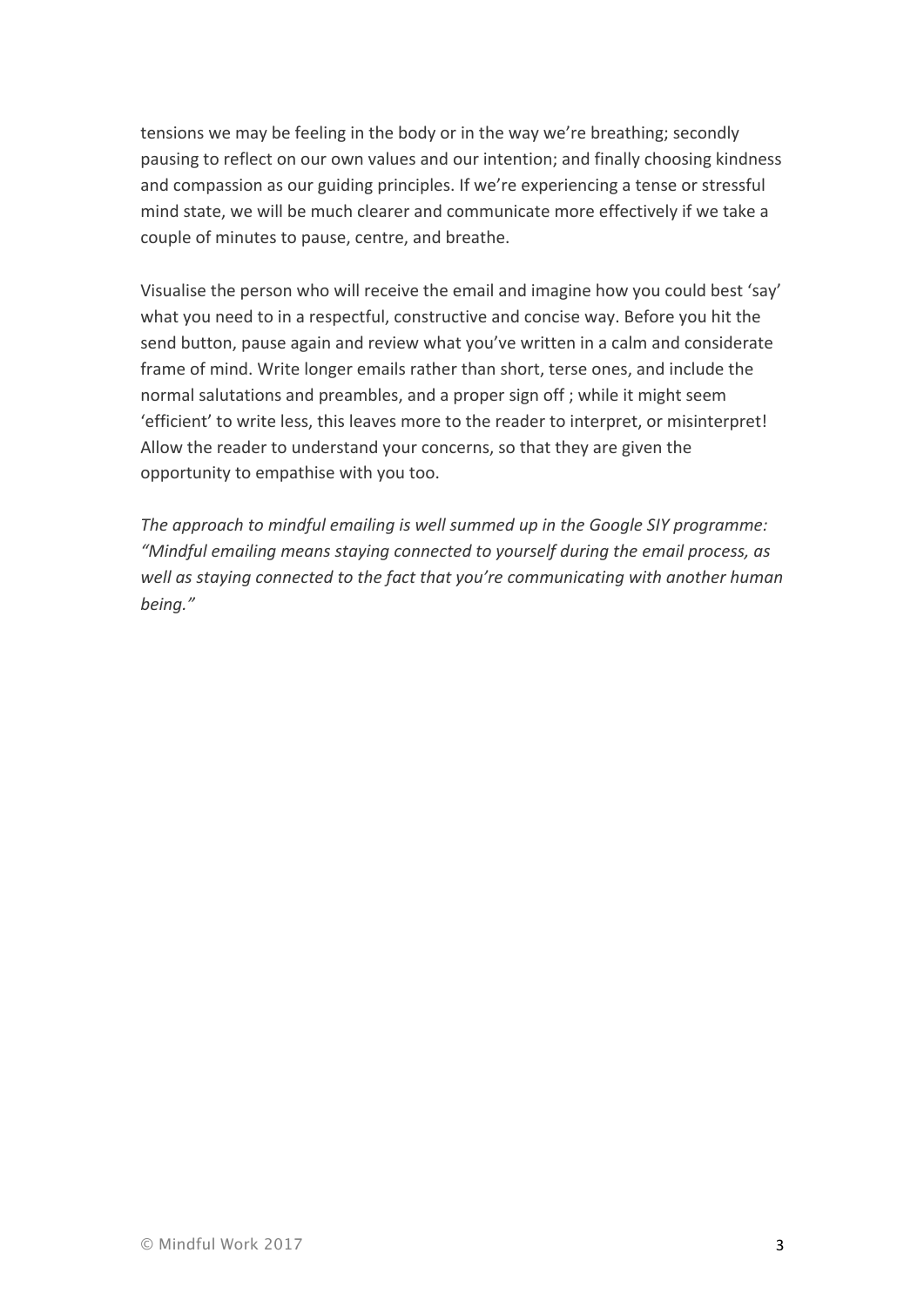tensions we may be feeling in the body or in the way we're breathing; secondly pausing to reflect on our own values and our intention; and finally choosing kindness and compassion as our guiding principles. If we're experiencing a tense or stressful mind state, we will be much clearer and communicate more effectively if we take a couple of minutes to pause, centre, and breathe.

Visualise the person who will receive the email and imagine how you could best 'say' what you need to in a respectful, constructive and concise way. Before you hit the send button, pause again and review what you've written in a calm and considerate frame of mind. Write longer emails rather than short, terse ones, and include the normal salutations and preambles, and a proper sign off ; while it might seem 'efficient' to write less, this leaves more to the reader to interpret, or misinterpret! Allow the reader to understand your concerns, so that they are given the opportunity to empathise with you too.

*The approach to mindful emailing is well summed up in the Google SIY programme: "Mindful emailing means staying connected to yourself during the email process, as well as staying connected to the fact that you're communicating with another human being."*

© Mindful Work 2017